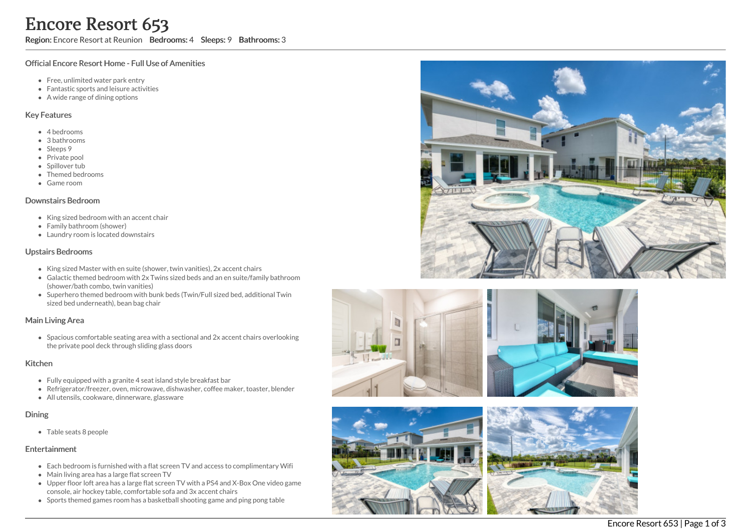# Encore Resort 653

**Region:** Encore Resort at Reunion **Bedrooms:** 4 **Sleeps:** 9 **Bathrooms:** 3

### Official Encore Resort Home - Full Use of Amenities

- Free, unlimited water park entry
- Fantastic sports and leisure activities
- A wide range of dining options

### Key Features

- 4 bedrooms
- 3 bathrooms
- Sleeps 9
- Private pool
- Spillover tub
- Themed bedrooms
- Game room

### Downstairs Bedroom

- King sized bedroom with an accent chair
- Family bathroom (shower)
- Laundry room is located downstairs

### Upstairs Bedrooms

- King sized Master with en suite (shower, twin vanities), 2x accent chairs
- Galactic themed bedroom with 2x Twins sized beds and an en suite/family bathroom (shower/bath combo, twin vanities)
- Superhero themed bedroom with bunk beds (Twin/Full sized bed, additional Twin sized bed underneath), bean bag chair

### Main Living Area

- Spacious comfortable seating area with a sectional and 2x accent chairs overlooking the private pool deck through sliding glass doors

### Kitchen

- Fully equipped with a granite 4 seat island style breakfast bar
- Refrigerator/freezer, oven, microwave, dishwasher, coffee maker, toaster, blender
- All utensils, cookware, dinnerware, glassware

### Dining

- Table seats 8 people

### Entertainment

- Each bedroom is furnished with a flat screen TV and access to complimentary Wifi
- Main living area has a large flat screen TV
- Upper floor loft area has a large flat screen TV with a PS4 and X-Box One video game console, air hockey table, comfortable sofa and 3x accent chairs
- Sports themed games room has a basketball shooting game and ping pong table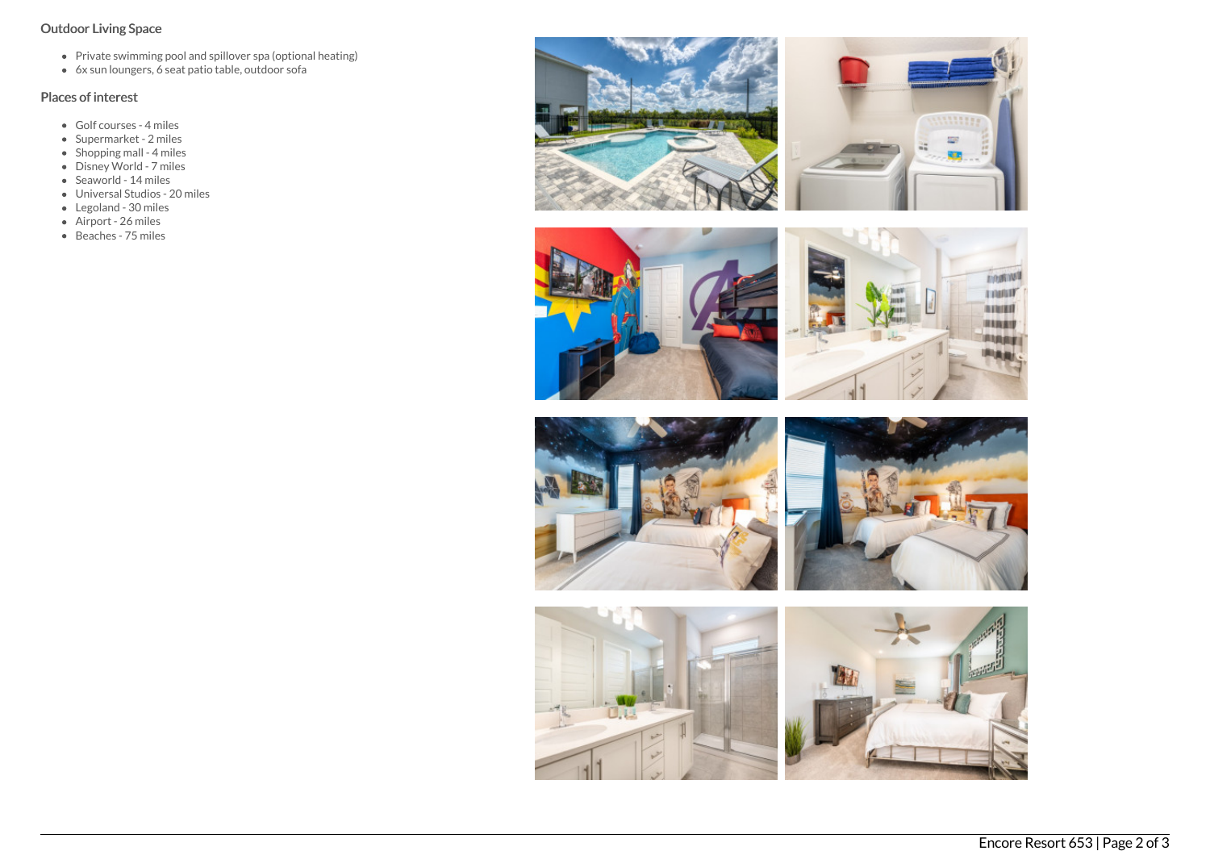## Outdoor Living Space

- Private swimming pool and spillover spa (optional heating)
- 6x sun loungers, 6 seat patio table, outdoor sofa

## Places of interest

- Golf courses - 4 miles
- Supermarket - 2 miles
- Shopping mall - 4 miles
- Disney World - 7 miles
- Seaworld - 14 miles
- Universal Studios - 20 miles
- Legoland - 30 miles
- Airport - 26 miles
- Beaches - 75 miles